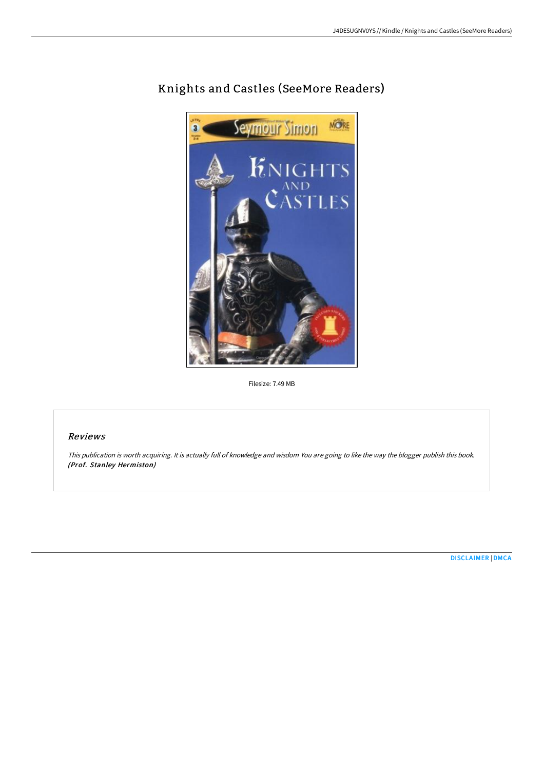# Knights and Castles (SeeMore Readers)

Filesize: 7.49 MB

## Reviews

*This publication is worth acquiring. It is actually full of knowledge and wisdom You are going to like the way the blogger publish this book.* ***(Prof. Stanley Hermiston)***

DISCLAIMER | DMCA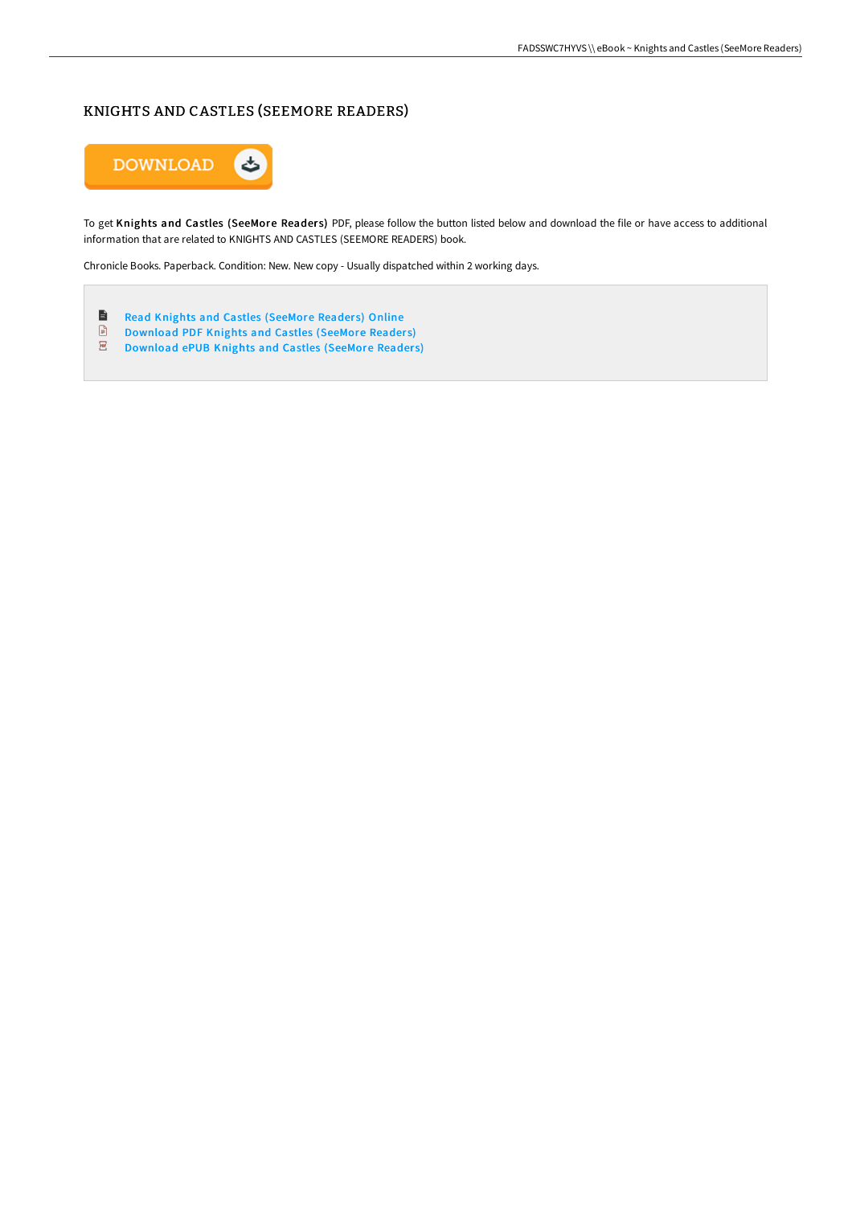# KNIGHTS AND CASTLES (SEEMORE READERS)

DOWNLOAD

To get **Knights and Castles (SeeMore Readers)** PDF, please follow the button listed below and download the file or have access to additional information that are related to KNIGHTS AND CASTLES (SEEMORE READERS) book.

Chronicle Books. Paperback. Condition: New. New copy - Usually dispatched within 2 working days.

- Read Knights and Castles (SeeMore Readers) Online
- Download PDF Knights and Castles (SeeMore Readers)
- Download ePUB Knights and Castles (SeeMore Readers)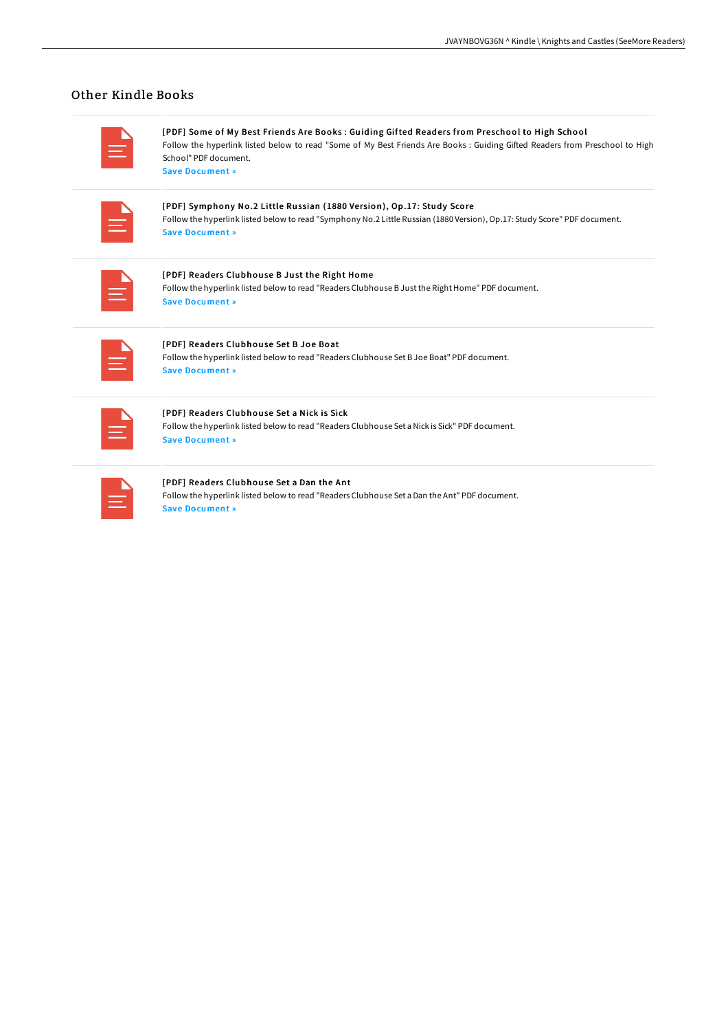## Other Kindle Books

**[PDF] Some of My Best Friends Are Books : Guiding Gifted Readers from Preschool to High School**

Follow the hyperlink listed below to read "Some of My Best Friends Are Books : Guiding Gifted Readers from Preschool to High School" PDF document.

Save Document »

**[PDF] Symphony No.2 Little Russian (1880 Version), Op.17: Study Score**

Follow the hyperlink listed below to read "Symphony No.2 Little Russian (1880 Version), Op.17: Study Score" PDF document.

Save Document »

**[PDF] Readers Clubhouse B Just the Right Home**

Follow the hyperlink listed below to read "Readers Clubhouse B Just the Right Home" PDF document.

Save Document »

**[PDF] Readers Clubhouse Set B Joe Boat**

Follow the hyperlink listed below to read "Readers Clubhouse Set B Joe Boat" PDF document.

Save Document »

**[PDF] Readers Clubhouse Set a Nick is Sick**

Follow the hyperlink listed below to read "Readers Clubhouse Set a Nick is Sick" PDF document.

Save Document »

**[PDF] Readers Clubhouse Set a Dan the Ant**

Follow the hyperlink listed below to read "Readers Clubhouse Set a Dan the Ant" PDF document.

Save Document »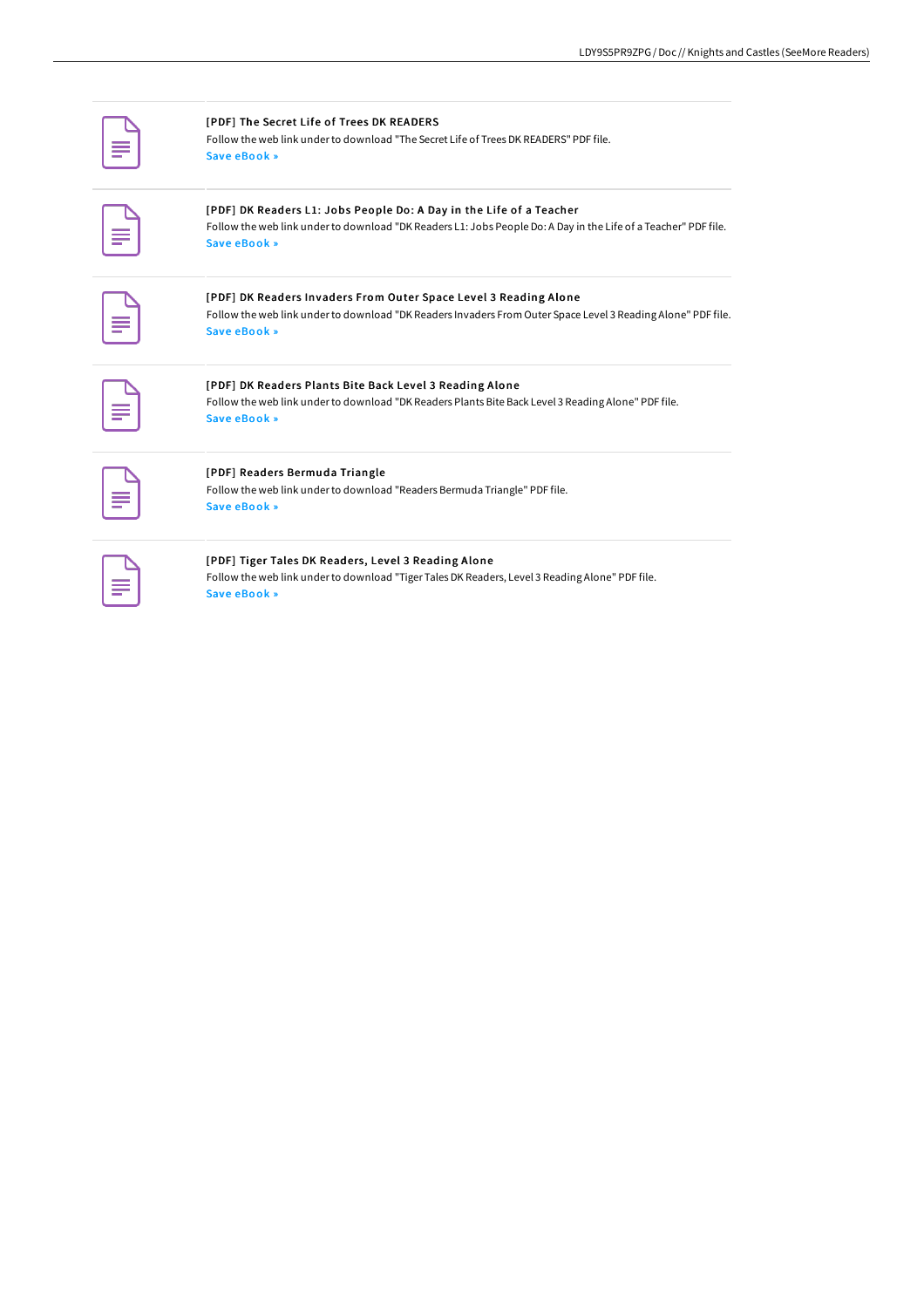[PDF] The Secret Life of Trees DK READERS

Follow the web link under to download "The Secret Life of Trees DK READERS" PDF file.

Save eBook »

[PDF] DK Readers L1: Jobs People Do: A Day in the Life of a Teacher

Follow the web link under to download "DK Readers L1: Jobs People Do: A Day in the Life of a Teacher" PDF file.

Save eBook »

[PDF] DK Readers Invaders From Outer Space Level 3 Reading Alone

Follow the web link under to download "DK Readers Invaders From Outer Space Level 3 Reading Alone" PDF file.

Save eBook »

[PDF] DK Readers Plants Bite Back Level 3 Reading Alone

Follow the web link under to download "DK Readers Plants Bite Back Level 3 Reading Alone" PDF file.

Save eBook »

[PDF] Readers Bermuda Triangle

Follow the web link under to download "Readers Bermuda Triangle" PDF file.

Save eBook »

[PDF] Tiger Tales DK Readers, Level 3 Reading Alone

Follow the web link under to download "Tiger Tales DK Readers, Level 3 Reading Alone" PDF file.

Save eBook »